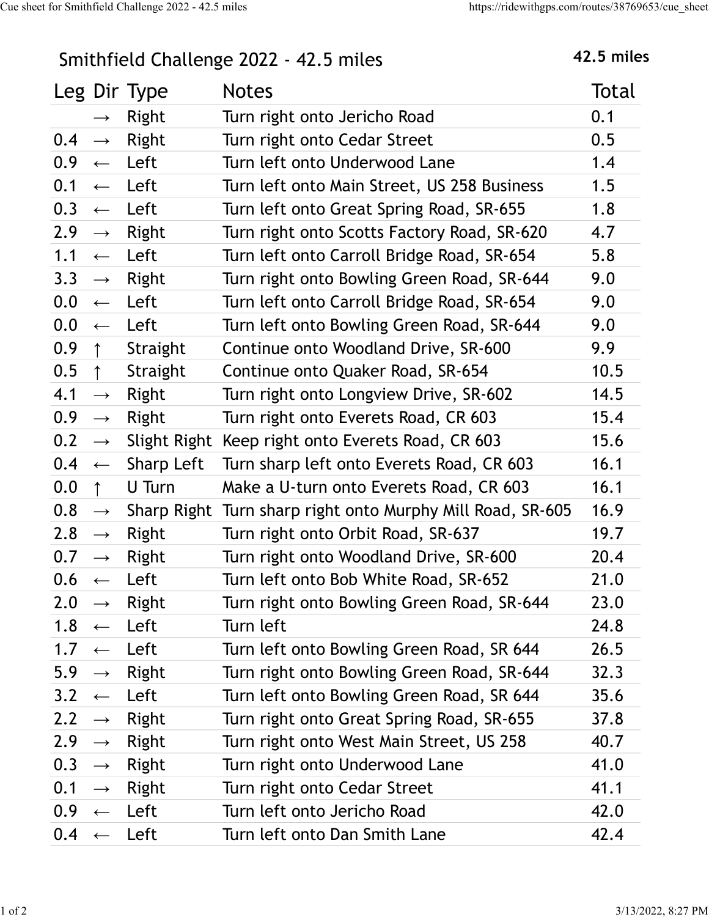# Smithfield Challenge 2022 - 42.5 miles

**42.5 miles**

| Leg | Dir | Type | Notes | Total |
|---|---|---|---|---|
| | → | Right | Turn right onto Jericho Road | 0.1 |
| 0.4 | → | Right | Turn right onto Cedar Street | 0.5 |
| 0.9 | ← | Left | Turn left onto Underwood Lane | 1.4 |
| 0.1 | ← | Left | Turn left onto Main Street, US 258 Business | 1.5 |
| 0.3 | ← | Left | Turn left onto Great Spring Road, SR-655 | 1.8 |
| 2.9 | → | Right | Turn right onto Scotts Factory Road, SR-620 | 4.7 |
| 1.1 | ← | Left | Turn left onto Carroll Bridge Road, SR-654 | 5.8 |
| 3.3 | → | Right | Turn right onto Bowling Green Road, SR-644 | 9.0 |
| 0.0 | ← | Left | Turn left onto Carroll Bridge Road, SR-654 | 9.0 |
| 0.0 | ← | Left | Turn left onto Bowling Green Road, SR-644 | 9.0 |
| 0.9 | ↑ | Straight | Continue onto Woodland Drive, SR-600 | 9.9 |
| 0.5 | ↑ | Straight | Continue onto Quaker Road, SR-654 | 10.5 |
| 4.1 | → | Right | Turn right onto Longview Drive, SR-602 | 14.5 |
| 0.9 | → | Right | Turn right onto Everets Road, CR 603 | 15.4 |
| 0.2 | → | Slight Right | Keep right onto Everets Road, CR 603 | 15.6 |
| 0.4 | ← | Sharp Left | Turn sharp left onto Everets Road, CR 603 | 16.1 |
| 0.0 | ↑ | U Turn | Make a U-turn onto Everets Road, CR 603 | 16.1 |
| 0.8 | → | Sharp Right | Turn sharp right onto Murphy Mill Road, SR-605 | 16.9 |
| 2.8 | → | Right | Turn right onto Orbit Road, SR-637 | 19.7 |
| 0.7 | → | Right | Turn right onto Woodland Drive, SR-600 | 20.4 |
| 0.6 | ← | Left | Turn left onto Bob White Road, SR-652 | 21.0 |
| 2.0 | → | Right | Turn right onto Bowling Green Road, SR-644 | 23.0 |
| 1.8 | ← | Left | Turn left | 24.8 |
| 1.7 | ← | Left | Turn left onto Bowling Green Road, SR 644 | 26.5 |
| 5.9 | → | Right | Turn right onto Bowling Green Road, SR-644 | 32.3 |
| 3.2 | ← | Left | Turn left onto Bowling Green Road, SR 644 | 35.6 |
| 2.2 | → | Right | Turn right onto Great Spring Road, SR-655 | 37.8 |
| 2.9 | → | Right | Turn right onto West Main Street, US 258 | 40.7 |
| 0.3 | → | Right | Turn right onto Underwood Lane | 41.0 |
| 0.1 | → | Right | Turn right onto Cedar Street | 41.1 |
| 0.9 | ← | Left | Turn left onto Jericho Road | 42.0 |
| 0.4 | ← | Left | Turn left onto Dan Smith Lane | 42.4 |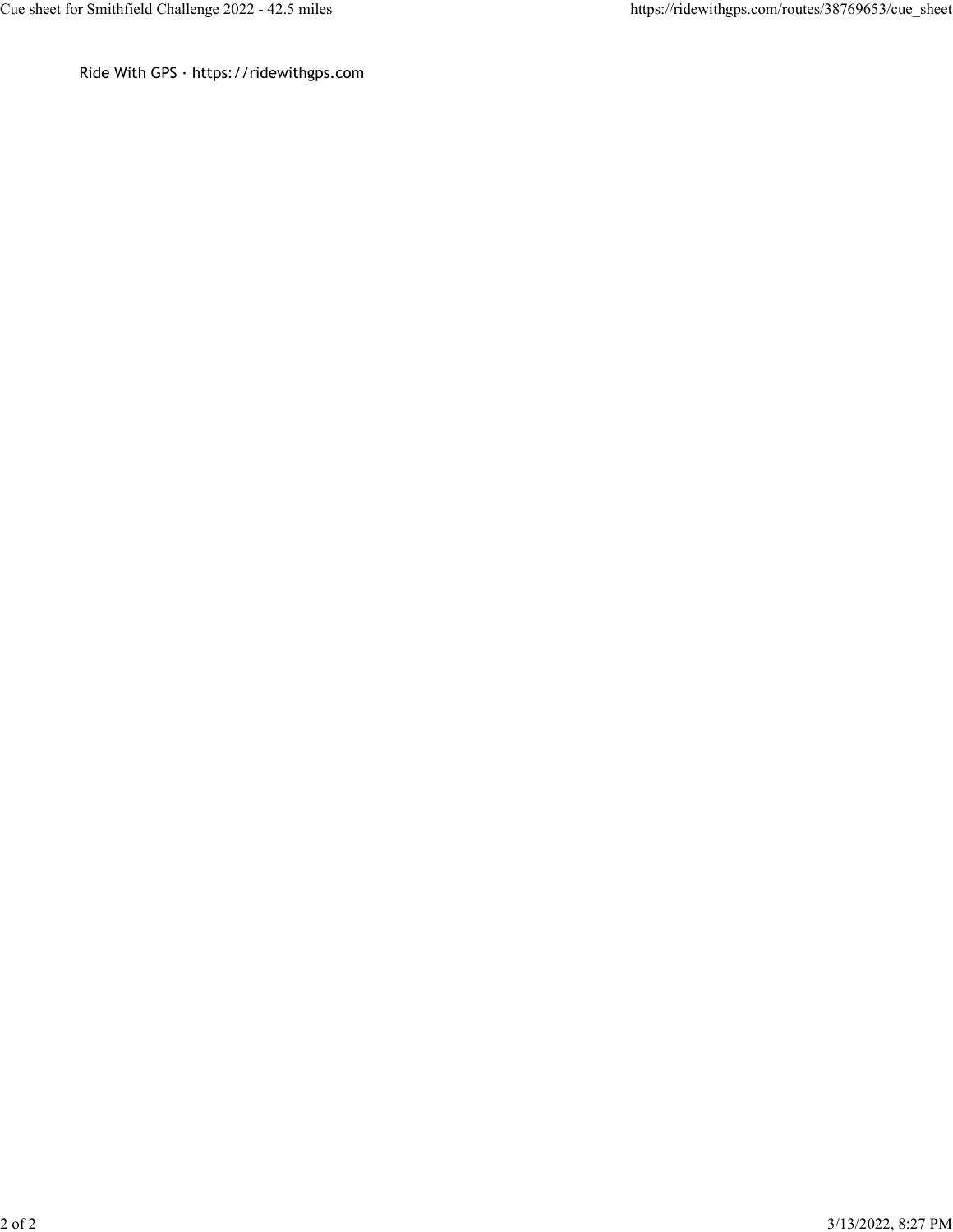Ride With GPS · https://ridewithgps.com